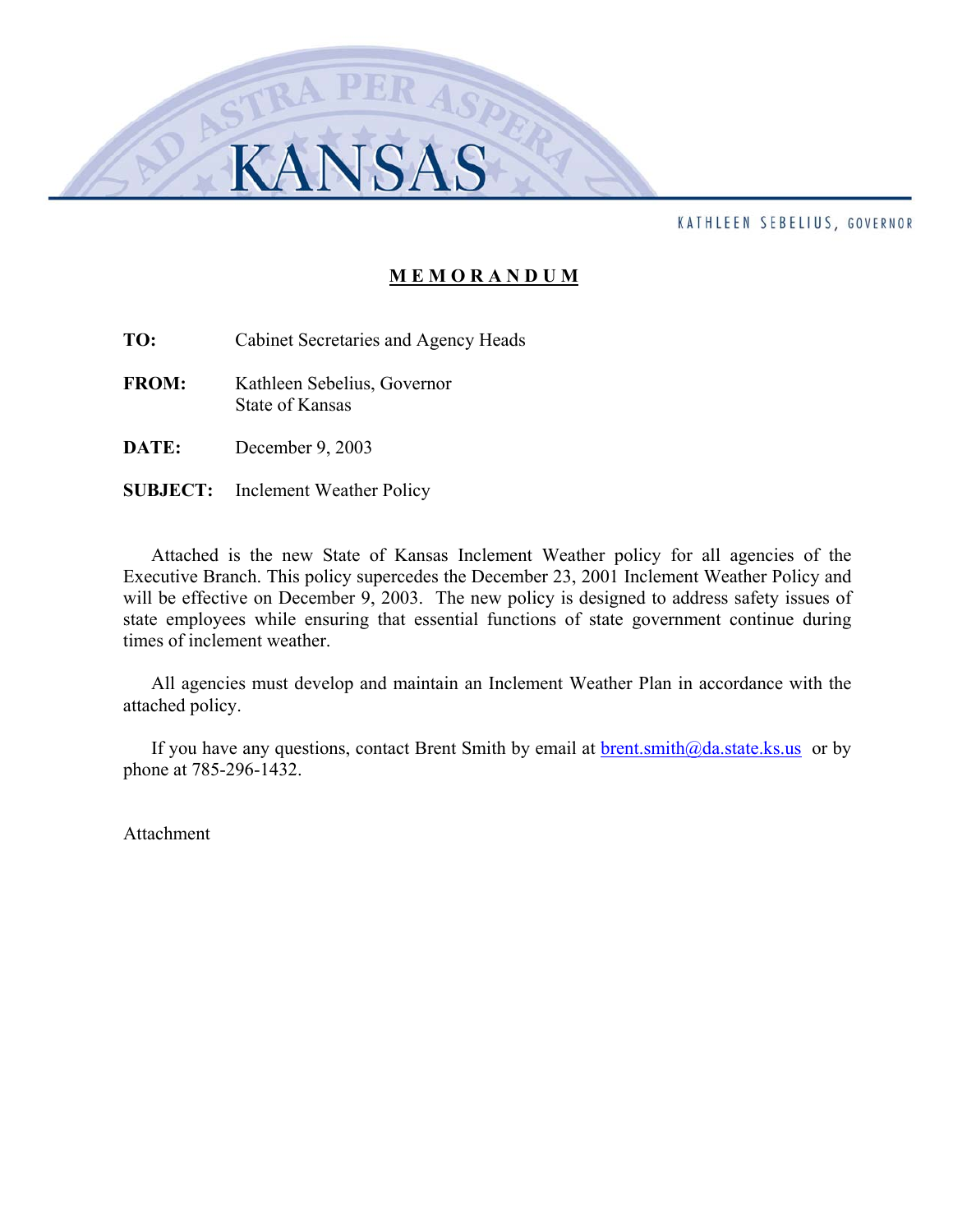# KANSAS

KATHLEEN SEBELIUS, GOVERNOR

## MEMORANDUM

**TO:** Cabinet Secretaries and Agency Heads

**FROM:** Kathleen Sebelius, Governor
State of Kansas

**DATE:** December 9, 2003

**SUBJECT:** Inclement Weather Policy

Attached is the new State of Kansas Inclement Weather policy for all agencies of the Executive Branch. This policy supercedes the December 23, 2001 Inclement Weather Policy and will be effective on December 9, 2003. The new policy is designed to address safety issues of state employees while ensuring that essential functions of state government continue during times of inclement weather.

All agencies must develop and maintain an Inclement Weather Plan in accordance with the attached policy.

If you have any questions, contact Brent Smith by email at brent.smith@da.state.ks.us or by phone at 785-296-1432.

Attachment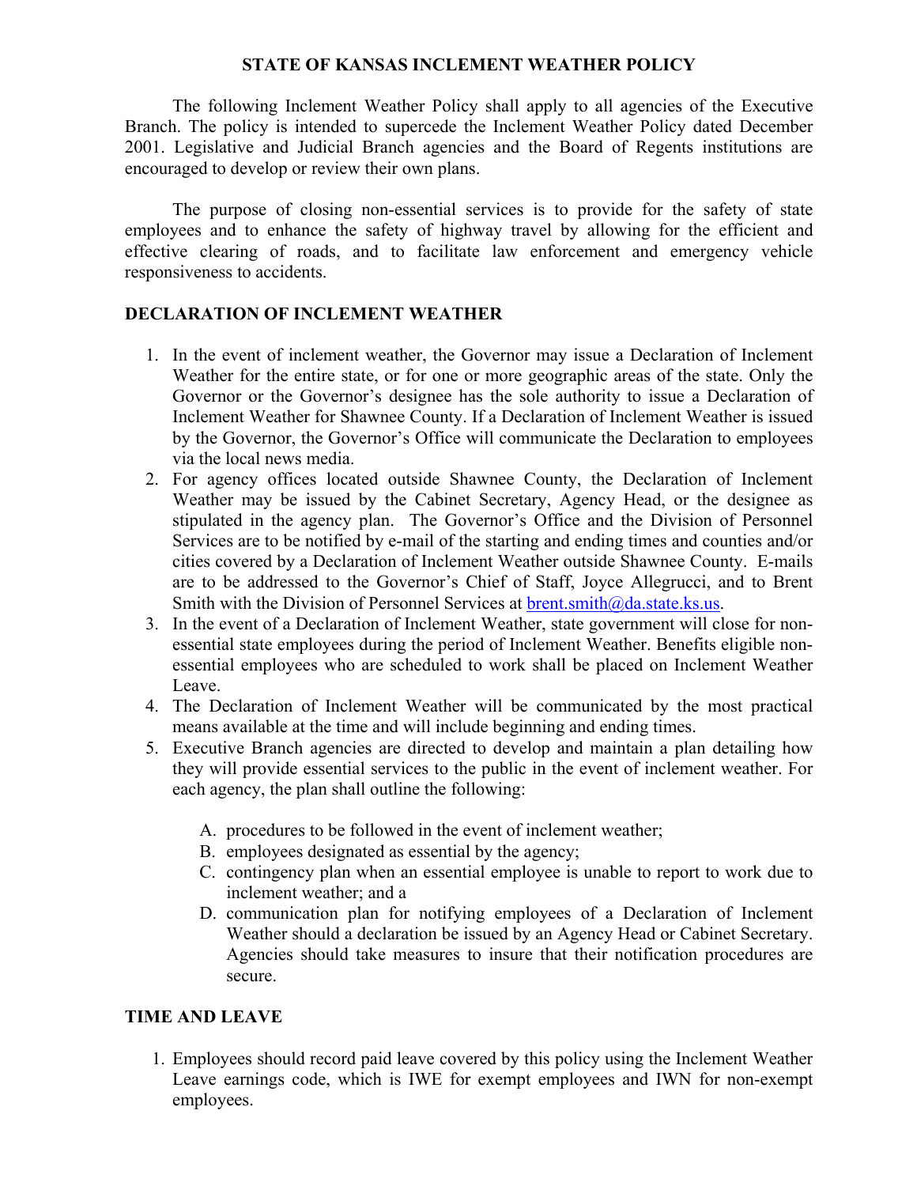**STATE OF KANSAS INCLEMENT WEATHER POLICY**

The following Inclement Weather Policy shall apply to all agencies of the Executive Branch. The policy is intended to supercede the Inclement Weather Policy dated December 2001. Legislative and Judicial Branch agencies and the Board of Regents institutions are encouraged to develop or review their own plans.

The purpose of closing non-essential services is to provide for the safety of state employees and to enhance the safety of highway travel by allowing for the efficient and effective clearing of roads, and to facilitate law enforcement and emergency vehicle responsiveness to accidents.

**DECLARATION OF INCLEMENT WEATHER**

1. In the event of inclement weather, the Governor may issue a Declaration of Inclement Weather for the entire state, or for one or more geographic areas of the state. Only the Governor or the Governor's designee has the sole authority to issue a Declaration of Inclement Weather for Shawnee County. If a Declaration of Inclement Weather is issued by the Governor, the Governor's Office will communicate the Declaration to employees via the local news media.
2. For agency offices located outside Shawnee County, the Declaration of Inclement Weather may be issued by the Cabinet Secretary, Agency Head, or the designee as stipulated in the agency plan. The Governor's Office and the Division of Personnel Services are to be notified by e-mail of the starting and ending times and counties and/or cities covered by a Declaration of Inclement Weather outside Shawnee County. E-mails are to be addressed to the Governor's Chief of Staff, Joyce Allegrucci, and to Brent Smith with the Division of Personnel Services at brent.smith@da.state.ks.us.
3. In the event of a Declaration of Inclement Weather, state government will close for non-essential state employees during the period of Inclement Weather. Benefits eligible non-essential employees who are scheduled to work shall be placed on Inclement Weather Leave.
4. The Declaration of Inclement Weather will be communicated by the most practical means available at the time and will include beginning and ending times.
5. Executive Branch agencies are directed to develop and maintain a plan detailing how they will provide essential services to the public in the event of inclement weather. For each agency, the plan shall outline the following:

   A. procedures to be followed in the event of inclement weather;
   B. employees designated as essential by the agency;
   C. contingency plan when an essential employee is unable to report to work due to inclement weather; and a
   D. communication plan for notifying employees of a Declaration of Inclement Weather should a declaration be issued by an Agency Head or Cabinet Secretary. Agencies should take measures to insure that their notification procedures are secure.

**TIME AND LEAVE**

1. Employees should record paid leave covered by this policy using the Inclement Weather Leave earnings code, which is IWE for exempt employees and IWN for non-exempt employees.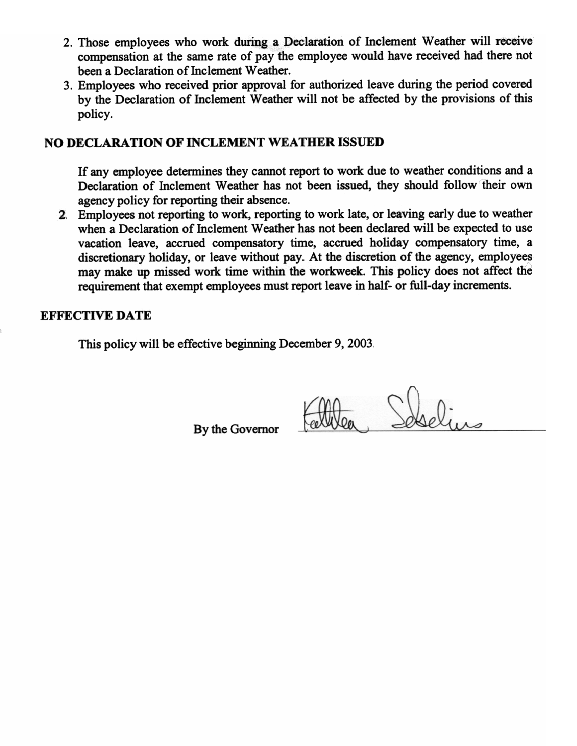2. Those employees who work during a Declaration of Inclement Weather will receive compensation at the same rate of pay the employee would have received had there not been a Declaration of Inclement Weather.
3. Employees who received prior approval for authorized leave during the period covered by the Declaration of Inclement Weather will not be affected by the provisions of this policy.

## NO DECLARATION OF INCLEMENT WEATHER ISSUED

If any employee determines they cannot report to work due to weather conditions and a Declaration of Inclement Weather has not been issued, they should follow their own agency policy for reporting their absence.

2. Employees not reporting to work, reporting to work late, or leaving early due to weather when a Declaration of Inclement Weather has not been declared will be expected to use vacation leave, accrued compensatory time, accrued holiday compensatory time, a discretionary holiday, or leave without pay. At the discretion of the agency, employees may make up missed work time within the workweek. This policy does not affect the requirement that exempt employees must report leave in half- or full-day increments.

## EFFECTIVE DATE

This policy will be effective beginning December 9, 2003.

By the Governor Kathleen Sebelius